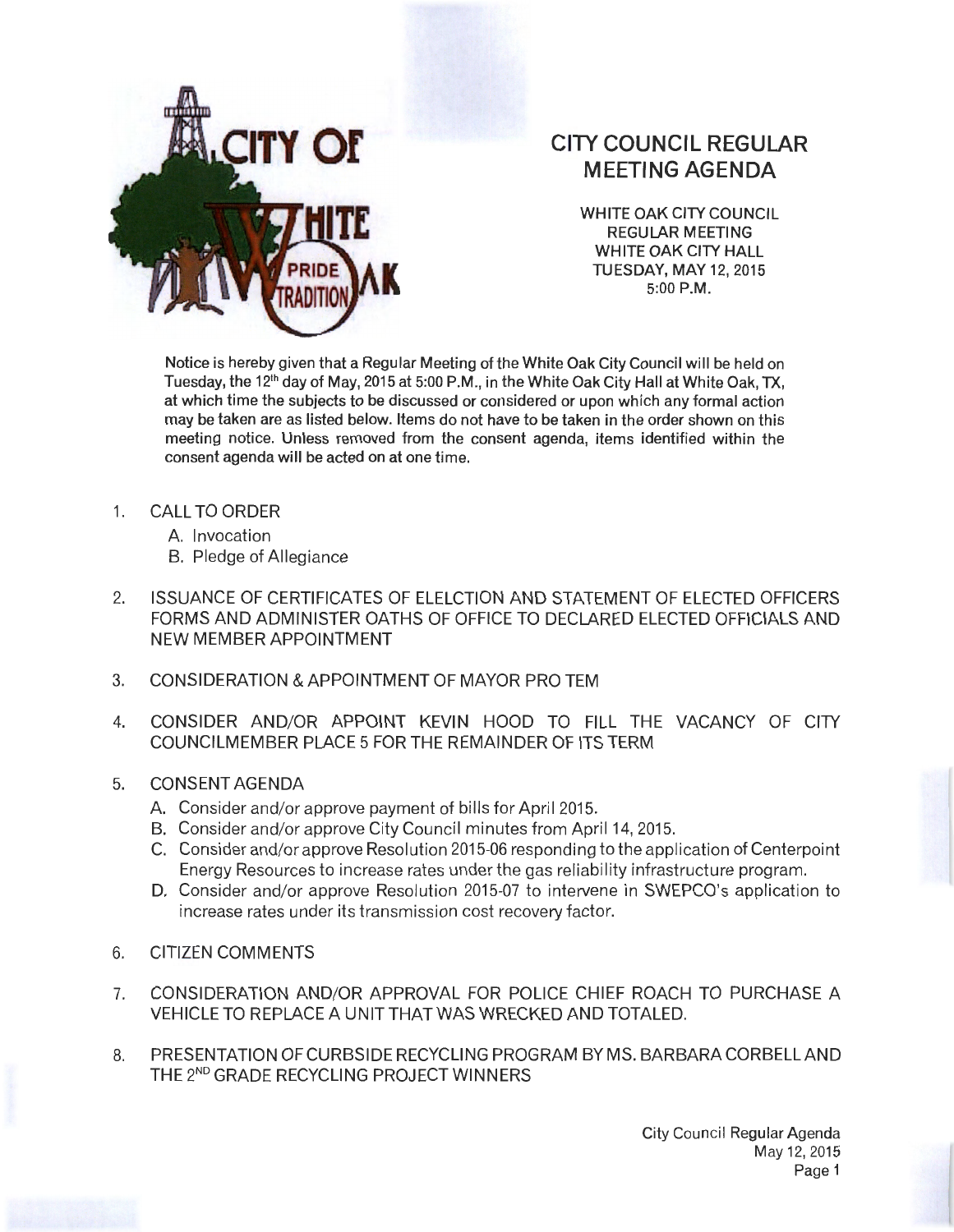# CITY COUNCIL REGULAR MEETING AGENDA

WHITE OAK CITY COUNCIL
REGULAR MEETING
WHITE OAK CITY HALL
TUESDAY, MAY 12, 2015
5:00 P.M.

**Notice is hereby given that a Regular Meeting of the White Oak City Council will be held on Tuesday, the 12th day of May, 2015 at 5:00 P.M., in the White Oak City Hall at White Oak, TX, at which time the subjects to be discussed or considered or upon which any formal action may be taken are as listed below. Items do not have to be taken in the order shown on this meeting notice. Unless removed from the consent agenda, items identified within the consent agenda will be acted on at one time.**

1. CALL TO ORDER
   - A. Invocation
   - B. Pledge of Allegiance

2. ISSUANCE OF CERTIFICATES OF ELELCTION AND STATEMENT OF ELECTED OFFICERS FORMS AND ADMINISTER OATHS OF OFFICE TO DECLARED ELECTED OFFICIALS AND NEW MEMBER APPOINTMENT

3. CONSIDERATION & APPOINTMENT OF MAYOR PRO TEM

4. CONSIDER AND/OR APPOINT KEVIN HOOD TO FILL THE VACANCY OF CITY COUNCILMEMBER PLACE 5 FOR THE REMAINDER OF ITS TERM

5. CONSENT AGENDA
   - A. Consider and/or approve payment of bills for April 2015.
   - B. Consider and/or approve City Council minutes from April 14, 2015.
   - C. Consider and/or approve Resolution 2015-06 responding to the application of Centerpoint Energy Resources to increase rates under the gas reliability infrastructure program.
   - D. Consider and/or approve Resolution 2015-07 to intervene in SWEPCO's application to increase rates under its transmission cost recovery factor.

6. CITIZEN COMMENTS

7. CONSIDERATION AND/OR APPROVAL FOR POLICE CHIEF ROACH TO PURCHASE A VEHICLE TO REPLACE A UNIT THAT WAS WRECKED AND TOTALED.

8. PRESENTATION OF CURBSIDE RECYCLING PROGRAM BY MS. BARBARA CORBELL AND THE 2ND GRADE RECYCLING PROJECT WINNERS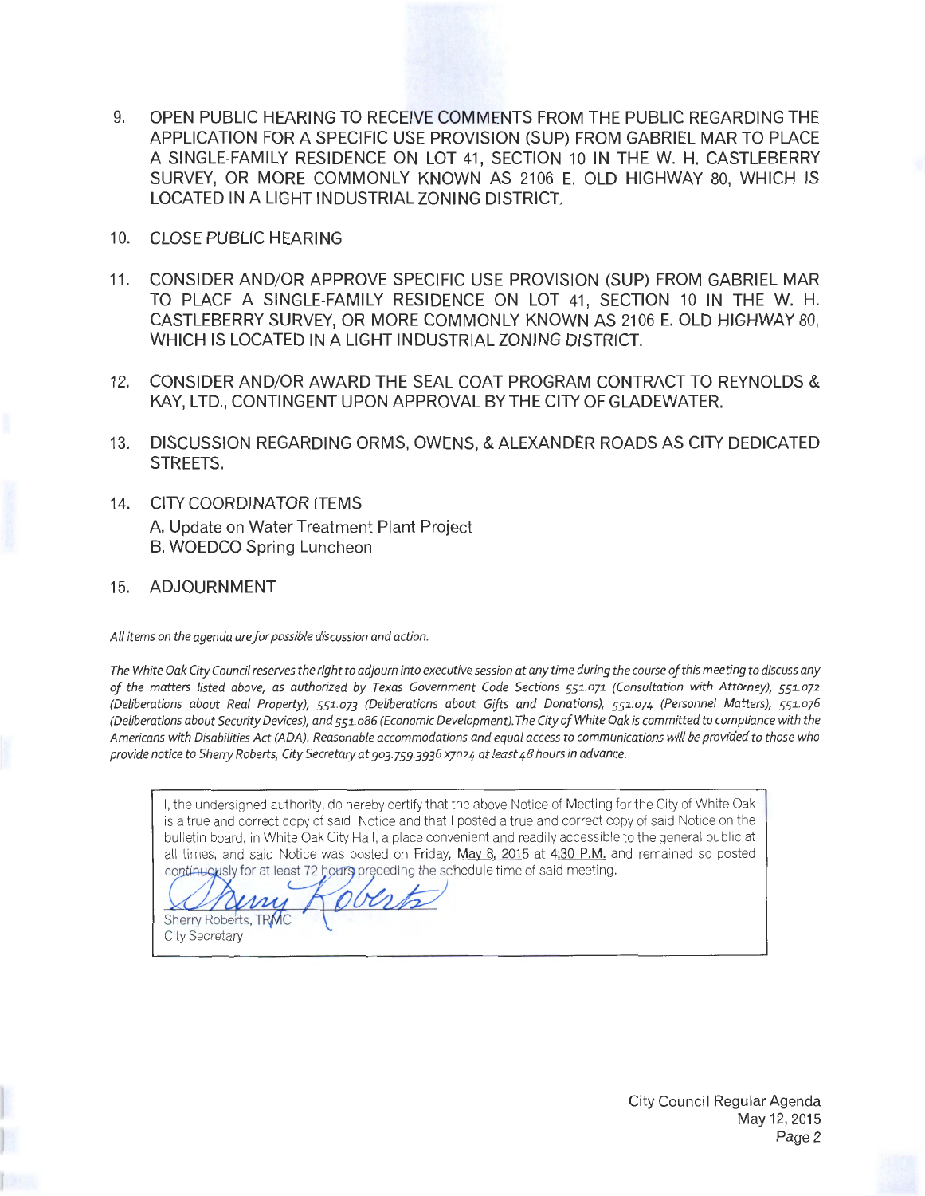9. OPEN PUBLIC HEARING TO RECEIVE COMMENTS FROM THE PUBLIC REGARDING THE APPLICATION FOR A SPECIFIC USE PROVISION (SUP) FROM GABRIEL MAR TO PLACE A SINGLE-FAMILY RESIDENCE ON LOT 41, SECTION 10 IN THE W. H. CASTLEBERRY SURVEY, OR MORE COMMONLY KNOWN AS 2106 E. OLD HIGHWAY 80, WHICH IS LOCATED IN A LIGHT INDUSTRIAL ZONING DISTRICT.

10. CLOSE PUBLIC HEARING

11. CONSIDER AND/OR APPROVE SPECIFIC USE PROVISION (SUP) FROM GABRIEL MAR TO PLACE A SINGLE-FAMILY RESIDENCE ON LOT 41, SECTION 10 IN THE W. H. CASTLEBERRY SURVEY, OR MORE COMMONLY KNOWN AS 2106 E. OLD HIGHWAY 80, WHICH IS LOCATED IN A LIGHT INDUSTRIAL ZONING DISTRICT.

12. CONSIDER AND/OR AWARD THE SEAL COAT PROGRAM CONTRACT TO REYNOLDS & KAY, LTD., CONTINGENT UPON APPROVAL BY THE CITY OF GLADEWATER.

13. DISCUSSION REGARDING ORMS, OWENS, & ALEXANDER ROADS AS CITY DEDICATED STREETS.

14. CITY COORDINATOR ITEMS
    A. Update on Water Treatment Plant Project
    B. WOEDCO Spring Luncheon

15. ADJOURNMENT

*All items on the agenda are for possible discussion and action.*

*The White Oak City Council reserves the right to adjourn into executive session at any time during the course of this meeting to discuss any of the matters listed above, as authorized by Texas Government Code Sections 551.071 (Consultation with Attorney), 551.072 (Deliberations about Real Property), 551.073 (Deliberations about Gifts and Donations), 551.074 (Personnel Matters), 551.076 (Deliberations about Security Devices), and 551.086 (Economic Development). The City of White Oak is committed to compliance with the Americans with Disabilities Act (ADA). Reasonable accommodations and equal access to communications will be provided to those who provide notice to Sherry Roberts, City Secretary at 903.759.3936 x7024 at least 48 hours in advance.*

I, the undersigned authority, do hereby certify that the above Notice of Meeting for the City of White Oak is a true and correct copy of said Notice and that I posted a true and correct copy of said Notice on the bulletin board, in White Oak City Hall, a place convenient and readily accessible to the general public at all times, and said Notice was posted on Friday, May 8, 2015 at 4:30 P.M. and remained so posted continuously for at least 72 hours preceding the schedule time of said meeting.

Sherry Roberts

Sherry Roberts, TRMC
City Secretary

City Council Regular Agenda
May 12, 2015